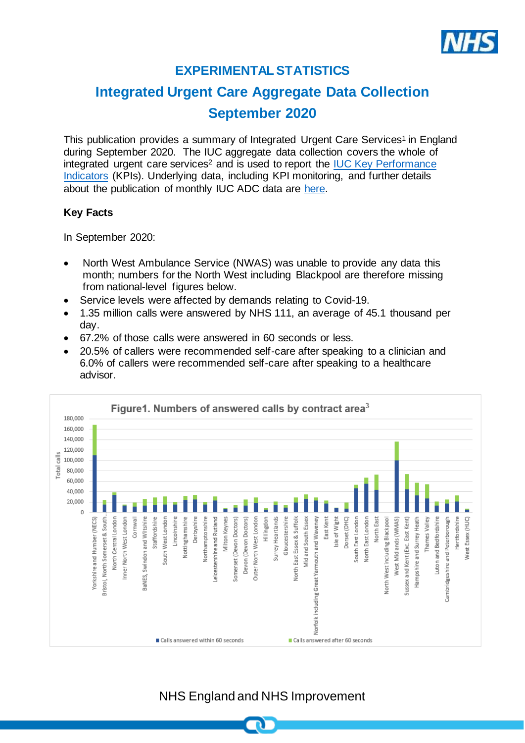# EXPERIMENTAL STATISTICS

## Integrated Urgent Care Aggregate Data Collection

## September 2020

This publication provides a summary of Integrated Urgent Care Services[1] in England during September 2020. The IUC aggregate data collection covers the whole of integrated urgent care services[2] and is used to report the IUC Key Performance Indicators (KPIs). Underlying data, including KPI monitoring, and further details about the publication of monthly IUC ADC data are here.

### Key Facts

In September 2020:

- North West Ambulance Service (NWAS) was unable to provide any data this month; numbers for the North West including Blackpool are therefore missing from national-level figures below.
- Service levels were affected by demands relating to Covid-19.
- 1.35 million calls were answered by NHS 111, an average of 45.1 thousand per day.
- 67.2% of those calls were answered in 60 seconds or less.
- 20.5% of callers were recommended self-care after speaking to a clinician and 6.0% of callers were recommended self-care after speaking to a healthcare advisor.

**Figure1. Numbers of answered calls by contract area[3]**

Legend: Calls answered within 60 seconds; Calls answered after 60 seconds

Y-axis: Total calls (0 to 180,000)

Contract areas: Yorkshire and Humber (NECS), Bristol, North Somerset & South..., North Central London, Inner North West London, Cornwall, BaNES, Swindon and Wiltshire, Staffordshire, South West London, Lincolnshire, Nottinghamshire, Derbyshire, Northamptonshire, Leicestershire and Rutland, Milton Keynes, Somerset (Devon Doctors), Devon (Devon Doctors), Outer North West London, Hillingdon, Surrey Heartlands, Gloucestershire, North East Essex & Suffolk, Mid and South Essex, Norfolk including Great Yarmouth and Waveney, East Kent, Isle of Wight, Dorset (DHC), South East London, North East London, North East, North West including Blackpool, West Midlands (WMAS), Sussex and Kent (Exc. East Kent), Hampshire and Surrey Heath, Thames Valley, Luton and Bedfordshire, Cambridgeshire and Peterborough, Hertfordshire, West Essex (HUC)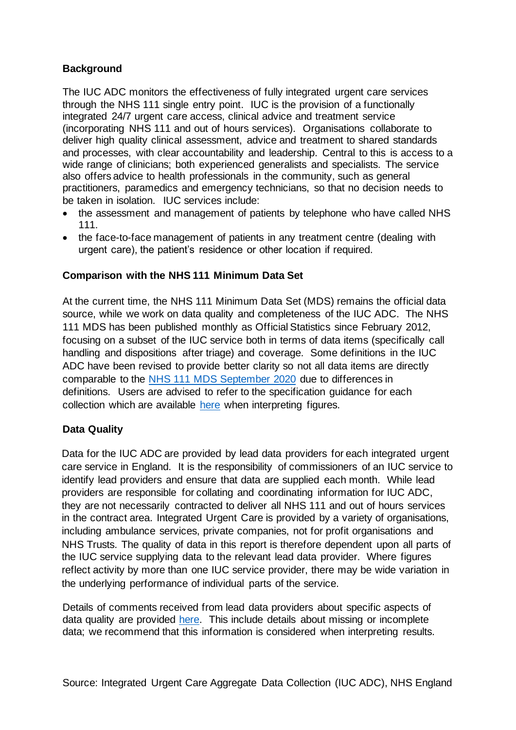**Background**

The IUC ADC monitors the effectiveness of fully integrated urgent care services through the NHS 111 single entry point. IUC is the provision of a functionally integrated 24/7 urgent care access, clinical advice and treatment service (incorporating NHS 111 and out of hours services). Organisations collaborate to deliver high quality clinical assessment, advice and treatment to shared standards and processes, with clear accountability and leadership. Central to this is access to a wide range of clinicians; both experienced generalists and specialists. The service also offers advice to health professionals in the community, such as general practitioners, paramedics and emergency technicians, so that no decision needs to be taken in isolation. IUC services include:

- the assessment and management of patients by telephone who have called NHS 111.
- the face-to-face management of patients in any treatment centre (dealing with urgent care), the patient's residence or other location if required.

**Comparison with the NHS 111 Minimum Data Set**

At the current time, the NHS 111 Minimum Data Set (MDS) remains the official data source, while we work on data quality and completeness of the IUC ADC. The NHS 111 MDS has been published monthly as Official Statistics since February 2012, focusing on a subset of the IUC service both in terms of data items (specifically call handling and dispositions after triage) and coverage. Some definitions in the IUC ADC have been revised to provide better clarity so not all data items are directly comparable to the NHS 111 MDS September 2020 due to differences in definitions. Users are advised to refer to the specification guidance for each collection which are available here when interpreting figures.

**Data Quality**

Data for the IUC ADC are provided by lead data providers for each integrated urgent care service in England. It is the responsibility of commissioners of an IUC service to identify lead providers and ensure that data are supplied each month. While lead providers are responsible for collating and coordinating information for IUC ADC, they are not necessarily contracted to deliver all NHS 111 and out of hours services in the contract area. Integrated Urgent Care is provided by a variety of organisations, including ambulance services, private companies, not for profit organisations and NHS Trusts. The quality of data in this report is therefore dependent upon all parts of the IUC service supplying data to the relevant lead data provider. Where figures reflect activity by more than one IUC service provider, there may be wide variation in the underlying performance of individual parts of the service.

Details of comments received from lead data providers about specific aspects of data quality are provided here. This include details about missing or incomplete data; we recommend that this information is considered when interpreting results.

Source: Integrated Urgent Care Aggregate Data Collection (IUC ADC), NHS England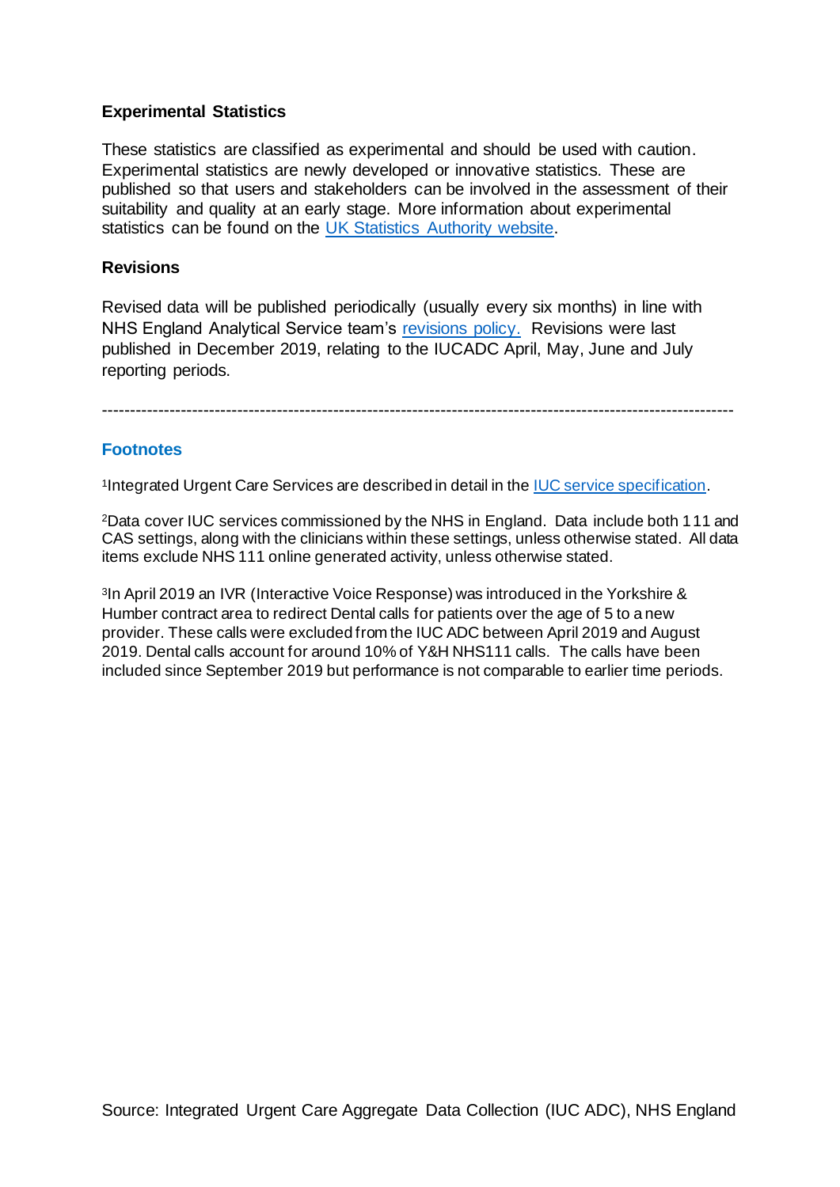### Experimental Statistics

These statistics are classified as experimental and should be used with caution. Experimental statistics are newly developed or innovative statistics. These are published so that users and stakeholders can be involved in the assessment of their suitability and quality at an early stage. More information about experimental statistics can be found on the UK Statistics Authority website.

### Revisions

Revised data will be published periodically (usually every six months) in line with NHS England Analytical Service team's revisions policy. Revisions were last published in December 2019, relating to the IUCADC April, May, June and July reporting periods.

---

## Footnotes

[1]Integrated Urgent Care Services are described in detail in the IUC service specification.

[2]Data cover IUC services commissioned by the NHS in England. Data include both 111 and CAS settings, along with the clinicians within these settings, unless otherwise stated. All data items exclude NHS 111 online generated activity, unless otherwise stated.

[3]In April 2019 an IVR (Interactive Voice Response) was introduced in the Yorkshire & Humber contract area to redirect Dental calls for patients over the age of 5 to a new provider. These calls were excluded from the IUC ADC between April 2019 and August 2019. Dental calls account for around 10% of Y&H NHS111 calls. The calls have been included since September 2019 but performance is not comparable to earlier time periods.

Source: Integrated Urgent Care Aggregate Data Collection (IUC ADC), NHS England